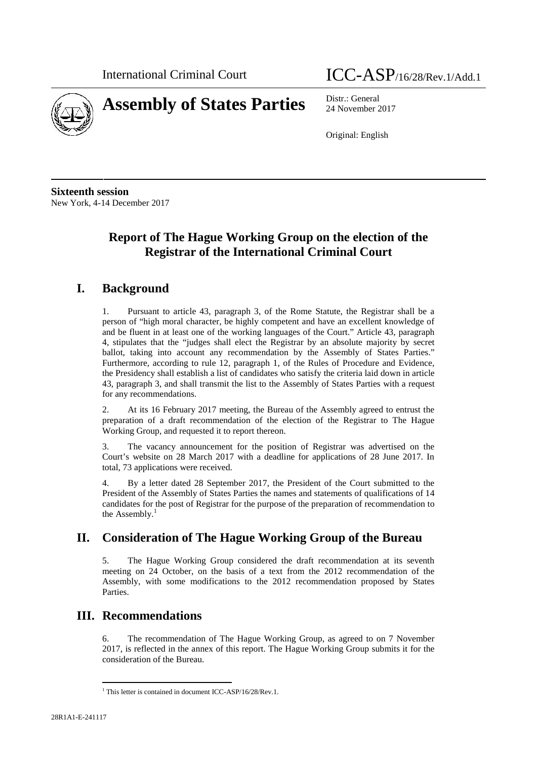International Criminal Court ICC-ASP/16/28/Rev.1/Add.1

# Assembly of States Parties

Distr.: General
24 November 2017

Original: English

**Sixteenth session**
New York, 4-14 December 2017

# Report of The Hague Working Group on the election of the Registrar of the International Criminal Court

## I. Background

1. Pursuant to article 43, paragraph 3, of the Rome Statute, the Registrar shall be a person of "high moral character, be highly competent and have an excellent knowledge of and be fluent in at least one of the working languages of the Court." Article 43, paragraph 4, stipulates that the "judges shall elect the Registrar by an absolute majority by secret ballot, taking into account any recommendation by the Assembly of States Parties." Furthermore, according to rule 12, paragraph 1, of the Rules of Procedure and Evidence, the Presidency shall establish a list of candidates who satisfy the criteria laid down in article 43, paragraph 3, and shall transmit the list to the Assembly of States Parties with a request for any recommendations.

2. At its 16 February 2017 meeting, the Bureau of the Assembly agreed to entrust the preparation of a draft recommendation of the election of the Registrar to The Hague Working Group, and requested it to report thereon.

3. The vacancy announcement for the position of Registrar was advertised on the Court's website on 28 March 2017 with a deadline for applications of 28 June 2017. In total, 73 applications were received.

4. By a letter dated 28 September 2017, the President of the Court submitted to the President of the Assembly of States Parties the names and statements of qualifications of 14 candidates for the post of Registrar for the purpose of the preparation of recommendation to the Assembly.[1]

## II. Consideration of The Hague Working Group of the Bureau

5. The Hague Working Group considered the draft recommendation at its seventh meeting on 24 October, on the basis of a text from the 2012 recommendation of the Assembly, with some modifications to the 2012 recommendation proposed by States Parties.

## III. Recommendations

6. The recommendation of The Hague Working Group, as agreed to on 7 November 2017, is reflected in the annex of this report. The Hague Working Group submits it for the consideration of the Bureau.

[1] This letter is contained in document ICC-ASP/16/28/Rev.1.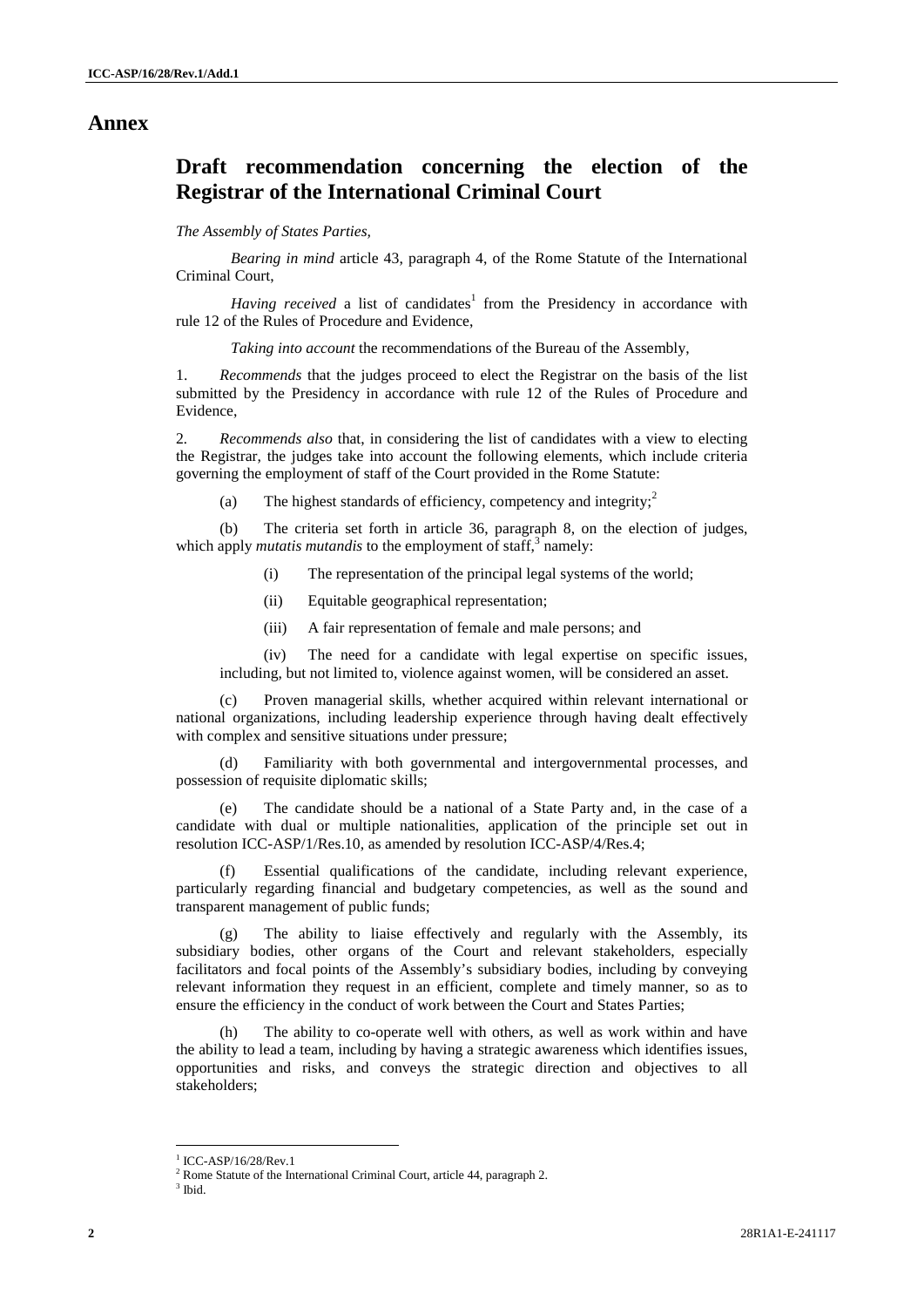# Annex

## Draft recommendation concerning the election of the Registrar of the International Criminal Court

*The Assembly of States Parties,*

*Bearing in mind* article 43, paragraph 4, of the Rome Statute of the International Criminal Court,

*Having received* a list of candidates[1] from the Presidency in accordance with rule 12 of the Rules of Procedure and Evidence,

*Taking into account* the recommendations of the Bureau of the Assembly,

1. *Recommends* that the judges proceed to elect the Registrar on the basis of the list submitted by the Presidency in accordance with rule 12 of the Rules of Procedure and Evidence,

2. *Recommends also* that, in considering the list of candidates with a view to electing the Registrar, the judges take into account the following elements, which include criteria governing the employment of staff of the Court provided in the Rome Statute:

(a) The highest standards of efficiency, competency and integrity;[2]

(b) The criteria set forth in article 36, paragraph 8, on the election of judges, which apply *mutatis mutandis* to the employment of staff,[3] namely:

(i) The representation of the principal legal systems of the world;

(ii) Equitable geographical representation;

(iii) A fair representation of female and male persons; and

(iv) The need for a candidate with legal expertise on specific issues, including, but not limited to, violence against women, will be considered an asset.

(c) Proven managerial skills, whether acquired within relevant international or national organizations, including leadership experience through having dealt effectively with complex and sensitive situations under pressure;

(d) Familiarity with both governmental and intergovernmental processes, and possession of requisite diplomatic skills;

(e) The candidate should be a national of a State Party and, in the case of a candidate with dual or multiple nationalities, application of the principle set out in resolution ICC-ASP/1/Res.10, as amended by resolution ICC-ASP/4/Res.4;

(f) Essential qualifications of the candidate, including relevant experience, particularly regarding financial and budgetary competencies, as well as the sound and transparent management of public funds;

(g) The ability to liaise effectively and regularly with the Assembly, its subsidiary bodies, other organs of the Court and relevant stakeholders, especially facilitators and focal points of the Assembly's subsidiary bodies, including by conveying relevant information they request in an efficient, complete and timely manner, so as to ensure the efficiency in the conduct of work between the Court and States Parties;

(h) The ability to co-operate well with others, as well as work within and have the ability to lead a team, including by having a strategic awareness which identifies issues, opportunities and risks, and conveys the strategic direction and objectives to all stakeholders;

---

[1] ICC-ASP/16/28/Rev.1

[2] Rome Statute of the International Criminal Court, article 44, paragraph 2.

[3] Ibid.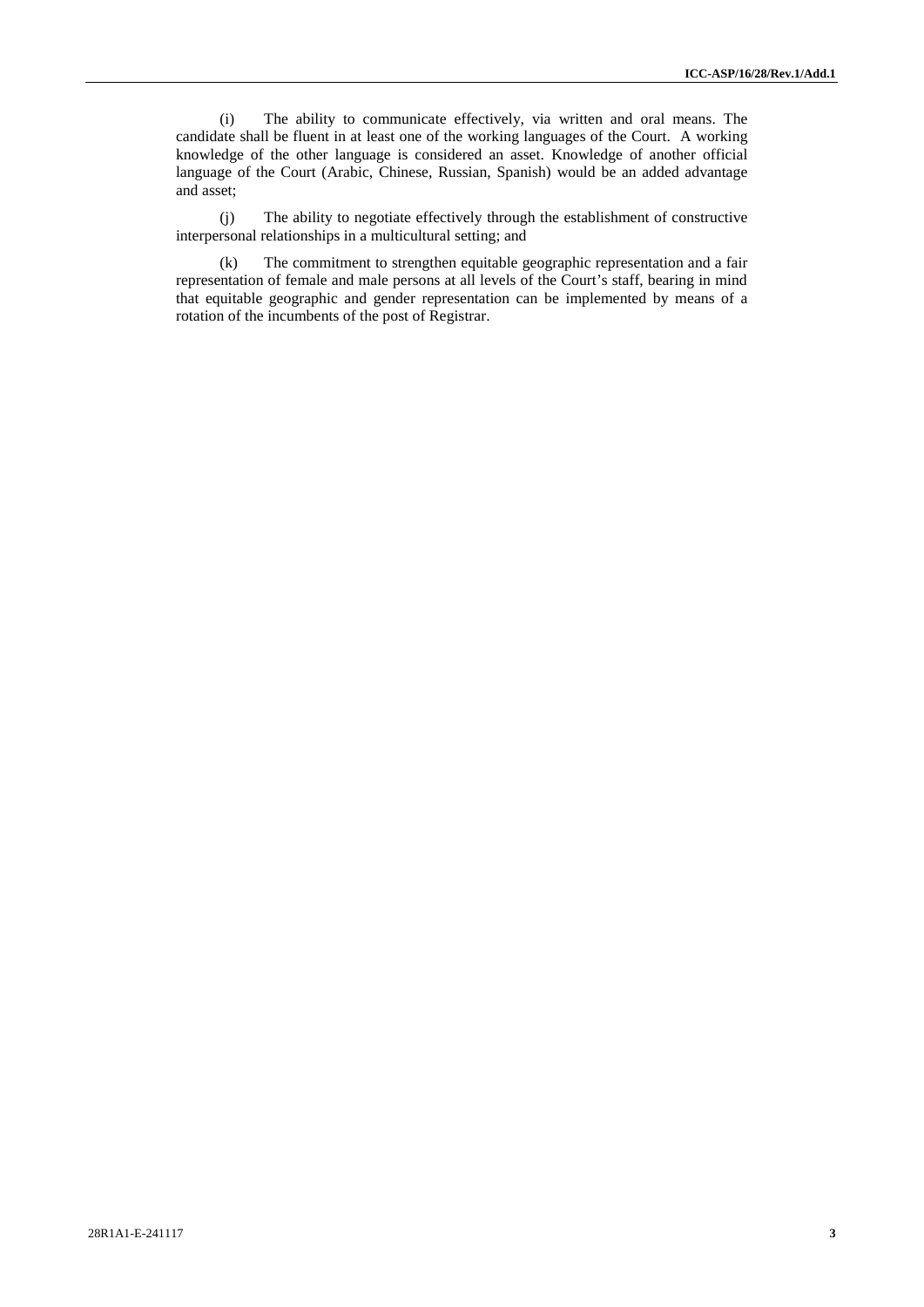(i) The ability to communicate effectively, via written and oral means. The candidate shall be fluent in at least one of the working languages of the Court. A working knowledge of the other language is considered an asset. Knowledge of another official language of the Court (Arabic, Chinese, Russian, Spanish) would be an added advantage and asset;

(j) The ability to negotiate effectively through the establishment of constructive interpersonal relationships in a multicultural setting; and

(k) The commitment to strengthen equitable geographic representation and a fair representation of female and male persons at all levels of the Court's staff, bearing in mind that equitable geographic and gender representation can be implemented by means of a rotation of the incumbents of the post of Registrar.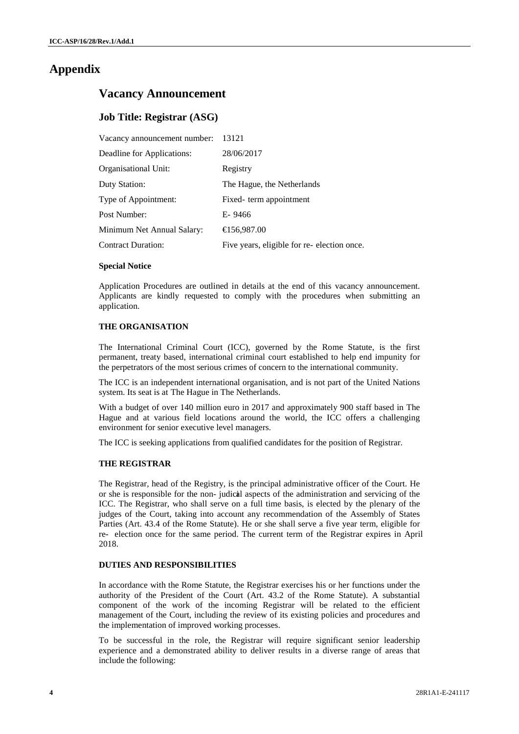# Appendix

## Vacancy Announcement

### Job Title: Registrar (ASG)

| | |
|---|---|
| Vacancy announcement number: | 13121 |
| Deadline for Applications: | 28/06/2017 |
| Organisational Unit: | Registry |
| Duty Station: | The Hague, the Netherlands |
| Type of Appointment: | Fixed- term appointment |
| Post Number: | E- 9466 |
| Minimum Net Annual Salary: | €156,987.00 |
| Contract Duration: | Five years, eligible for re- election once. |

**Special Notice**

Application Procedures are outlined in details at the end of this vacancy announcement. Applicants are kindly requested to comply with the procedures when submitting an application.

**THE ORGANISATION**

The International Criminal Court (ICC), governed by the Rome Statute, is the first permanent, treaty based, international criminal court established to help end impunity for the perpetrators of the most serious crimes of concern to the international community.

The ICC is an independent international organisation, and is not part of the United Nations system. Its seat is at The Hague in The Netherlands.

With a budget of over 140 million euro in 2017 and approximately 900 staff based in The Hague and at various field locations around the world, the ICC offers a challenging environment for senior executive level managers.

The ICC is seeking applications from qualified candidates for the position of Registrar.

**THE REGISTRAR**

The Registrar, head of the Registry, is the principal administrative officer of the Court. He or she is responsible for the non- judicial aspects of the administration and servicing of the ICC. The Registrar, who shall serve on a full time basis, is elected by the plenary of the judges of the Court, taking into account any recommendation of the Assembly of States Parties (Art. 43.4 of the Rome Statute). He or she shall serve a five year term, eligible for re- election once for the same period. The current term of the Registrar expires in April 2018.

**DUTIES AND RESPONSIBILITIES**

In accordance with the Rome Statute, the Registrar exercises his or her functions under the authority of the President of the Court (Art. 43.2 of the Rome Statute). A substantial component of the work of the incoming Registrar will be related to the efficient management of the Court, including the review of its existing policies and procedures and the implementation of improved working processes.

To be successful in the role, the Registrar will require significant senior leadership experience and a demonstrated ability to deliver results in a diverse range of areas that include the following: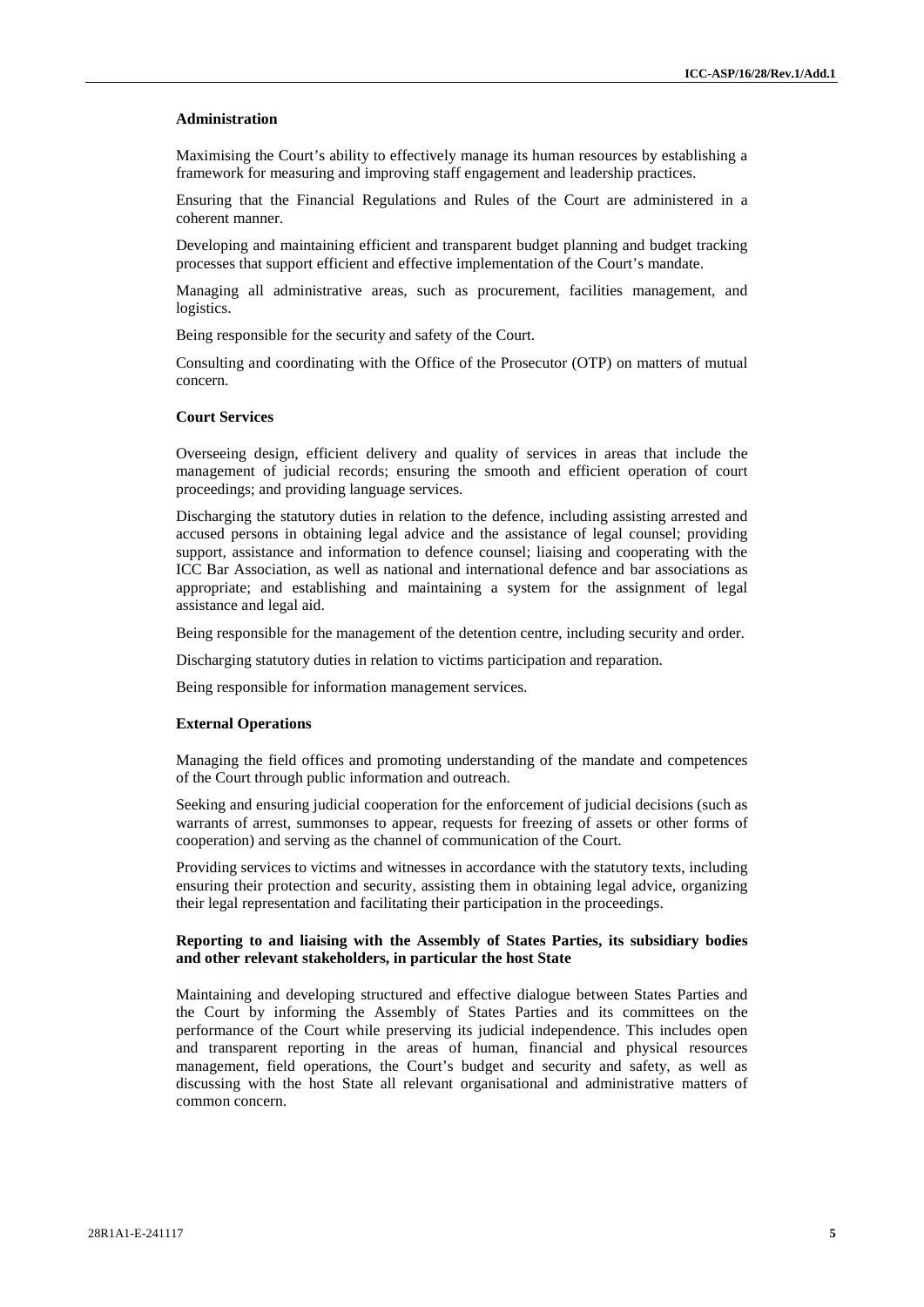**Administration**

Maximising the Court's ability to effectively manage its human resources by establishing a framework for measuring and improving staff engagement and leadership practices.

Ensuring that the Financial Regulations and Rules of the Court are administered in a coherent manner.

Developing and maintaining efficient and transparent budget planning and budget tracking processes that support efficient and effective implementation of the Court's mandate.

Managing all administrative areas, such as procurement, facilities management, and logistics.

Being responsible for the security and safety of the Court.

Consulting and coordinating with the Office of the Prosecutor (OTP) on matters of mutual concern.

**Court Services**

Overseeing design, efficient delivery and quality of services in areas that include the management of judicial records; ensuring the smooth and efficient operation of court proceedings; and providing language services.

Discharging the statutory duties in relation to the defence, including assisting arrested and accused persons in obtaining legal advice and the assistance of legal counsel; providing support, assistance and information to defence counsel; liaising and cooperating with the ICC Bar Association, as well as national and international defence and bar associations as appropriate; and establishing and maintaining a system for the assignment of legal assistance and legal aid.

Being responsible for the management of the detention centre, including security and order.

Discharging statutory duties in relation to victims participation and reparation.

Being responsible for information management services.

**External Operations**

Managing the field offices and promoting understanding of the mandate and competences of the Court through public information and outreach.

Seeking and ensuring judicial cooperation for the enforcement of judicial decisions (such as warrants of arrest, summonses to appear, requests for freezing of assets or other forms of cooperation) and serving as the channel of communication of the Court.

Providing services to victims and witnesses in accordance with the statutory texts, including ensuring their protection and security, assisting them in obtaining legal advice, organizing their legal representation and facilitating their participation in the proceedings.

**Reporting to and liaising with the Assembly of States Parties, its subsidiary bodies and other relevant stakeholders, in particular the host State**

Maintaining and developing structured and effective dialogue between States Parties and the Court by informing the Assembly of States Parties and its committees on the performance of the Court while preserving its judicial independence. This includes open and transparent reporting in the areas of human, financial and physical resources management, field operations, the Court's budget and security and safety, as well as discussing with the host State all relevant organisational and administrative matters of common concern.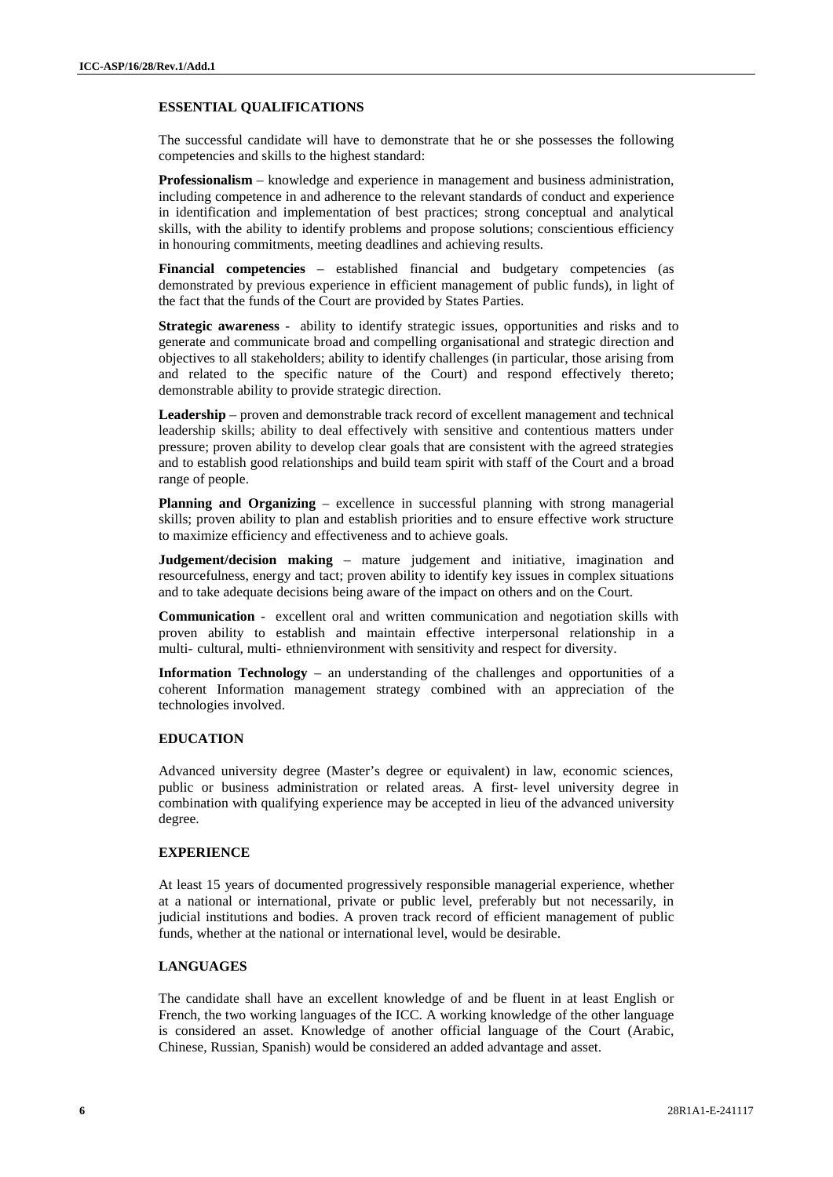### ESSENTIAL QUALIFICATIONS

The successful candidate will have to demonstrate that he or she possesses the following competencies and skills to the highest standard:

**Professionalism** – knowledge and experience in management and business administration, including competence in and adherence to the relevant standards of conduct and experience in identification and implementation of best practices; strong conceptual and analytical skills, with the ability to identify problems and propose solutions; conscientious efficiency in honouring commitments, meeting deadlines and achieving results.

**Financial competencies** – established financial and budgetary competencies (as demonstrated by previous experience in efficient management of public funds), in light of the fact that the funds of the Court are provided by States Parties.

**Strategic awareness** - ability to identify strategic issues, opportunities and risks and to generate and communicate broad and compelling organisational and strategic direction and objectives to all stakeholders; ability to identify challenges (in particular, those arising from and related to the specific nature of the Court) and respond effectively thereto; demonstrable ability to provide strategic direction.

**Leadership** – proven and demonstrable track record of excellent management and technical leadership skills; ability to deal effectively with sensitive and contentious matters under pressure; proven ability to develop clear goals that are consistent with the agreed strategies and to establish good relationships and build team spirit with staff of the Court and a broad range of people.

**Planning and Organizing** – excellence in successful planning with strong managerial skills; proven ability to plan and establish priorities and to ensure effective work structure to maximize efficiency and effectiveness and to achieve goals.

**Judgement/decision making** – mature judgement and initiative, imagination and resourcefulness, energy and tact; proven ability to identify key issues in complex situations and to take adequate decisions being aware of the impact on others and on the Court.

**Communication** - excellent oral and written communication and negotiation skills with proven ability to establish and maintain effective interpersonal relationship in a multi- cultural, multi- ethnienvironment with sensitivity and respect for diversity.

**Information Technology** – an understanding of the challenges and opportunities of a coherent Information management strategy combined with an appreciation of the technologies involved.

### EDUCATION

Advanced university degree (Master's degree or equivalent) in law, economic sciences, public or business administration or related areas. A first- level university degree in combination with qualifying experience may be accepted in lieu of the advanced university degree.

### EXPERIENCE

At least 15 years of documented progressively responsible managerial experience, whether at a national or international, private or public level, preferably but not necessarily, in judicial institutions and bodies. A proven track record of efficient management of public funds, whether at the national or international level, would be desirable.

### LANGUAGES

The candidate shall have an excellent knowledge of and be fluent in at least English or French, the two working languages of the ICC. A working knowledge of the other language is considered an asset. Knowledge of another official language of the Court (Arabic, Chinese, Russian, Spanish) would be considered an added advantage and asset.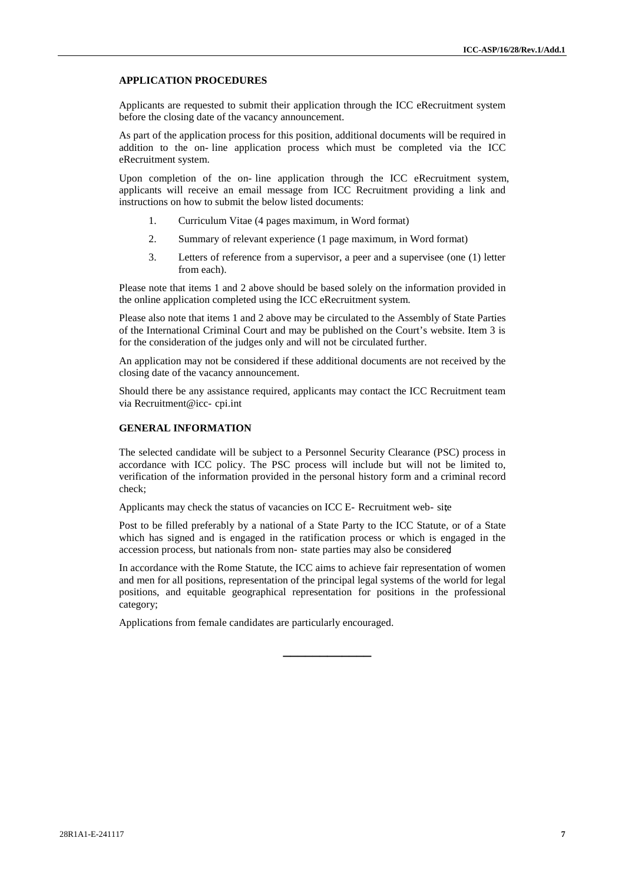**APPLICATION PROCEDURES**

Applicants are requested to submit their application through the ICC eRecruitment system before the closing date of the vacancy announcement.

As part of the application process for this position, additional documents will be required in addition to the on- line application process which must be completed via the ICC eRecruitment system.

Upon completion of the on- line application through the ICC eRecruitment system, applicants will receive an email message from ICC Recruitment providing a link and instructions on how to submit the below listed documents:

1. Curriculum Vitae (4 pages maximum, in Word format)
2. Summary of relevant experience (1 page maximum, in Word format)
3. Letters of reference from a supervisor, a peer and a supervisee (one (1) letter from each).

Please note that items 1 and 2 above should be based solely on the information provided in the online application completed using the ICC eRecruitment system.

Please also note that items 1 and 2 above may be circulated to the Assembly of State Parties of the International Criminal Court and may be published on the Court's website. Item 3 is for the consideration of the judges only and will not be circulated further.

An application may not be considered if these additional documents are not received by the closing date of the vacancy announcement.

Should there be any assistance required, applicants may contact the ICC Recruitment team via Recruitment@icc- cpi.int

**GENERAL INFORMATION**

The selected candidate will be subject to a Personnel Security Clearance (PSC) process in accordance with ICC policy. The PSC process will include but will not be limited to, verification of the information provided in the personal history form and a criminal record check;

Applicants may check the status of vacancies on ICC E- Recruitment web- site;

Post to be filled preferably by a national of a State Party to the ICC Statute, or of a State which has signed and is engaged in the ratification process or which is engaged in the accession process, but nationals from non- state parties may also be considered;

In accordance with the Rome Statute, the ICC aims to achieve fair representation of women and men for all positions, representation of the principal legal systems of the world for legal positions, and equitable geographical representation for positions in the professional category;

Applications from female candidates are particularly encouraged.

---